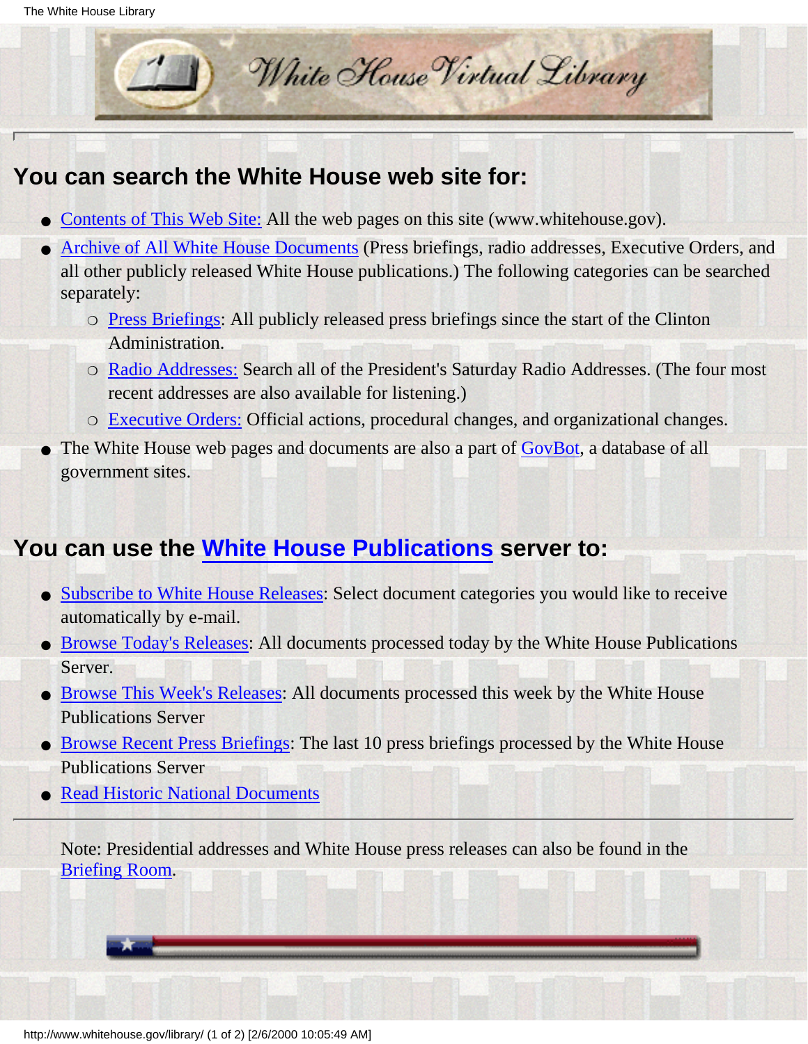# White House Virtual Library

## You can search the White House web site for:

- Contents of This Web Site: All the web pages on this site (www.whitehouse.gov).
- Archive of All White House Documents (Press briefings, radio addresses, Executive Orders, and all other publicly released White House publications.) The following categories can be searched separately:
  - Press Briefings: All publicly released press briefings since the start of the Clinton Administration.
  - Radio Addresses: Search all of the President's Saturday Radio Addresses. (The four most recent addresses are also available for listening.)
  - Executive Orders: Official actions, procedural changes, and organizational changes.
- The White House web pages and documents are also a part of GovBot, a database of all government sites.

## You can use the White House Publications server to:

- Subscribe to White House Releases: Select document categories you would like to receive automatically by e-mail.
- Browse Today's Releases: All documents processed today by the White House Publications Server.
- Browse This Week's Releases: All documents processed this week by the White House Publications Server
- Browse Recent Press Briefings: The last 10 press briefings processed by the White House Publications Server
- Read Historic National Documents

---

Note: Presidential addresses and White House press releases can also be found in the Briefing Room.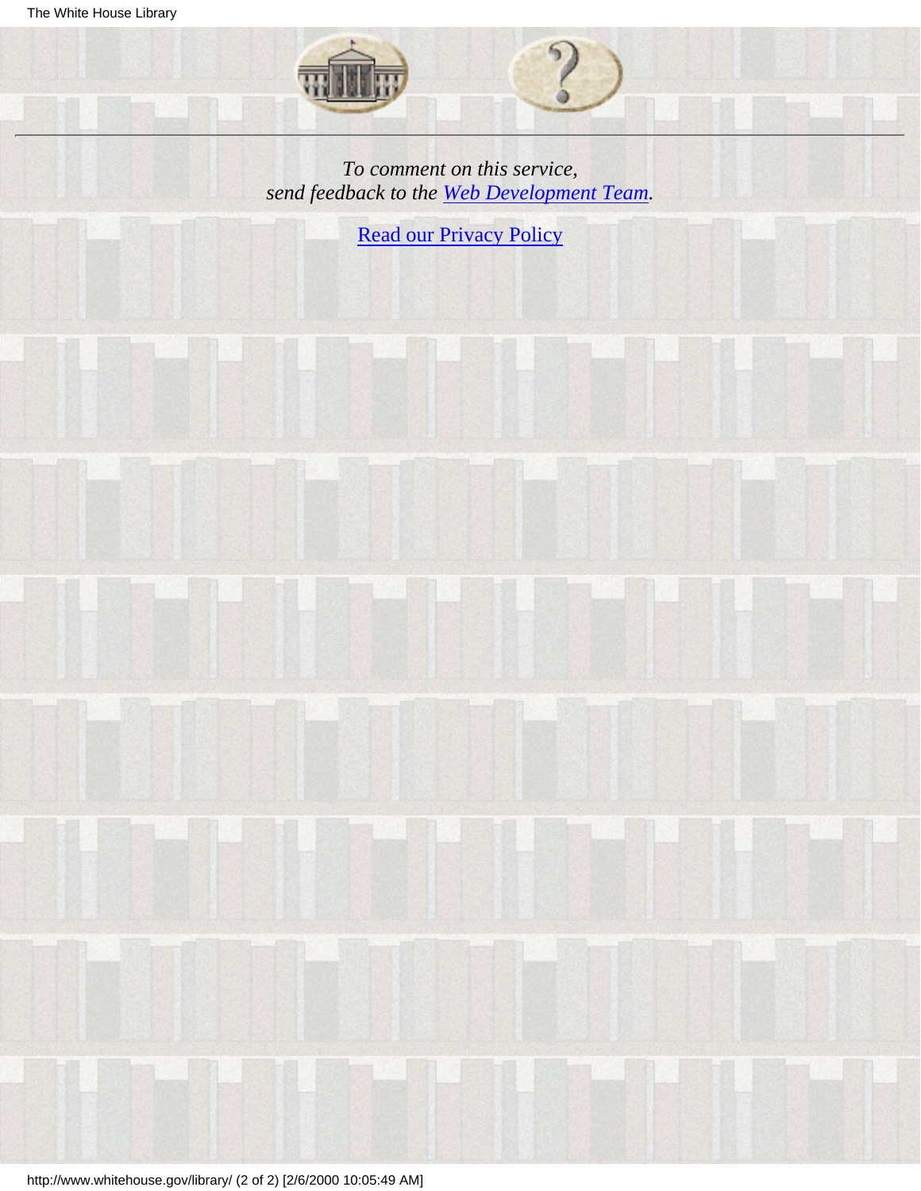---

*To comment on this service,
send feedback to the Web Development Team.*

Read our Privacy Policy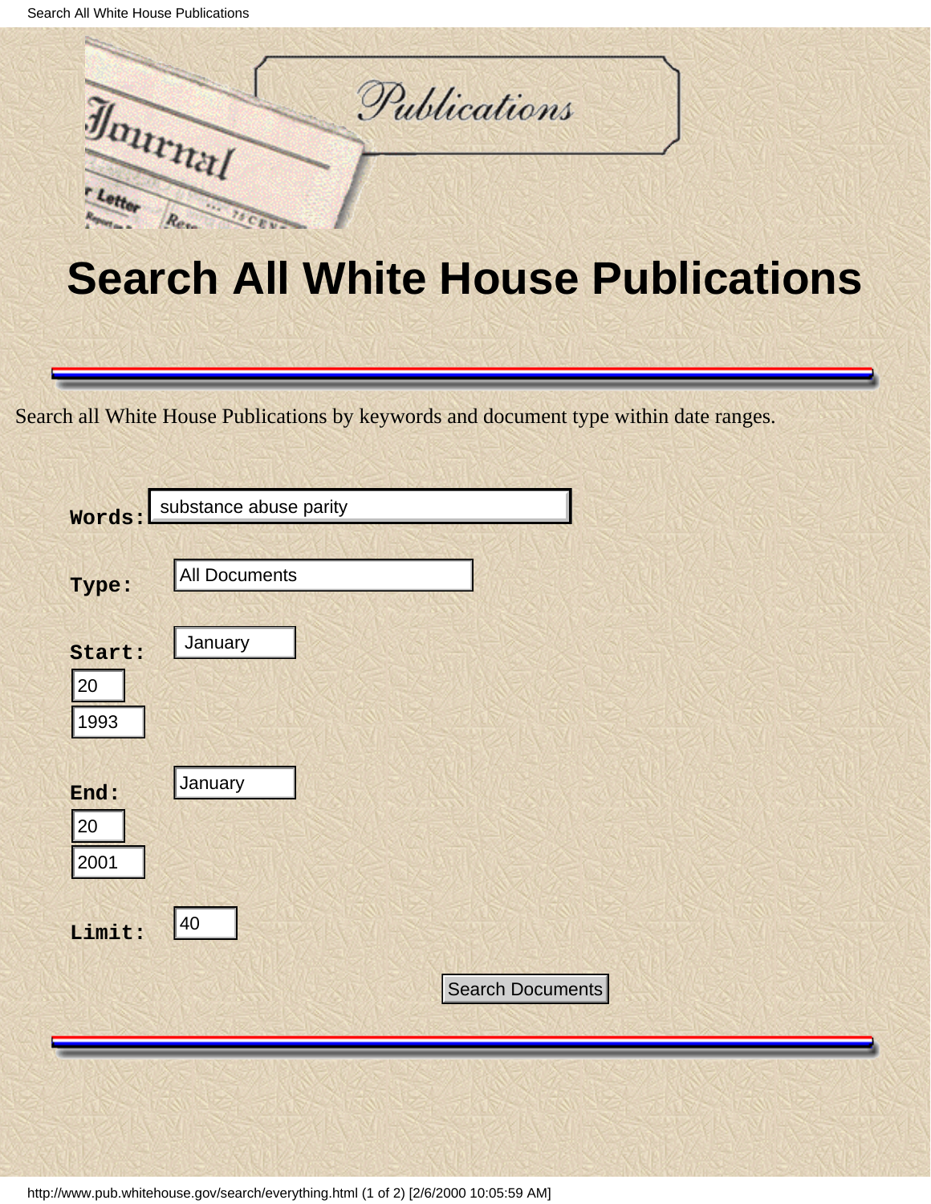# Search All White House Publications

Search all White House Publications by keywords and document type within date ranges.

**Words:** substance abuse parity

**Type:** All Documents

**Start:** January 20 1993

**End:** January 20 2001

**Limit:** 40

Search Documents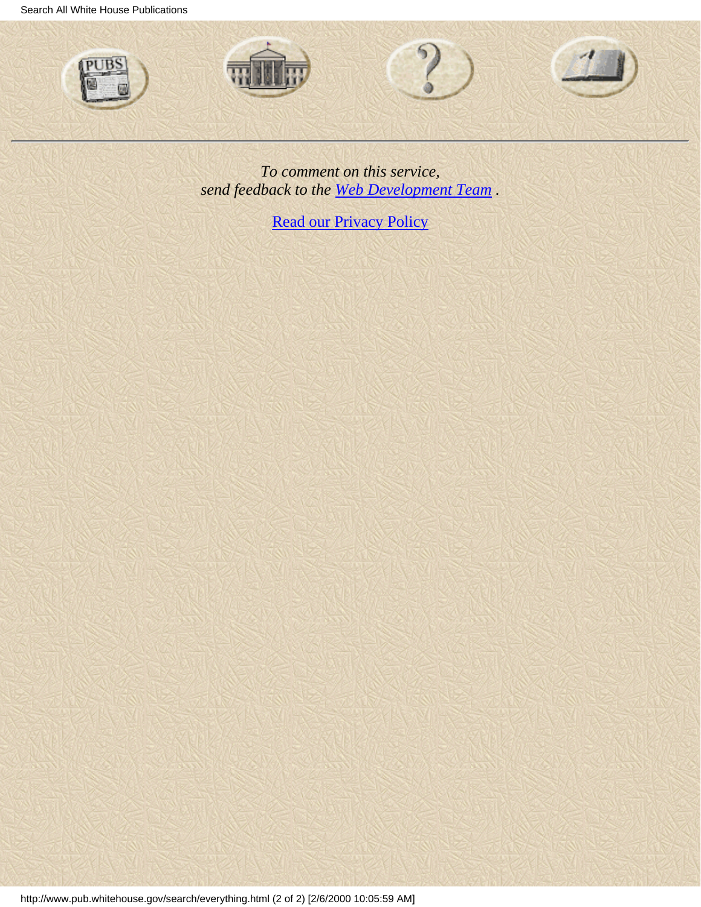*To comment on this service,*
*send feedback to the Web Development Team .*

Read our Privacy Policy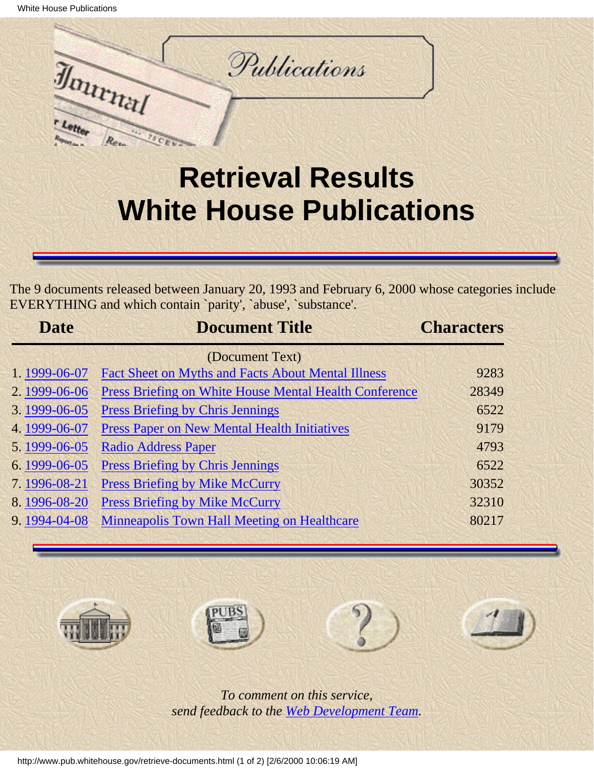# Retrieval Results
# White House Publications

The 9 documents released between January 20, 1993 and February 6, 2000 whose categories include EVERYTHING and which contain `parity', `abuse', `substance'.

| Date | Document Title | Characters |
|---|---|---|
| | (Document Text) | |
| 1. 1999-06-07 | Fact Sheet on Myths and Facts About Mental Illness | 9283 |
| 2. 1999-06-06 | Press Briefing on White House Mental Health Conference | 28349 |
| 3. 1999-06-05 | Press Briefing by Chris Jennings | 6522 |
| 4. 1999-06-07 | Press Paper on New Mental Health Initiatives | 9179 |
| 5. 1999-06-05 | Radio Address Paper | 4793 |
| 6. 1999-06-05 | Press Briefing by Chris Jennings | 6522 |
| 7. 1996-08-21 | Press Briefing by Mike McCurry | 30352 |
| 8. 1996-08-20 | Press Briefing by Mike McCurry | 32310 |
| 9. 1994-04-08 | Minneapolis Town Hall Meeting on Healthcare | 80217 |

*To comment on this service,*
*send feedback to the Web Development Team.*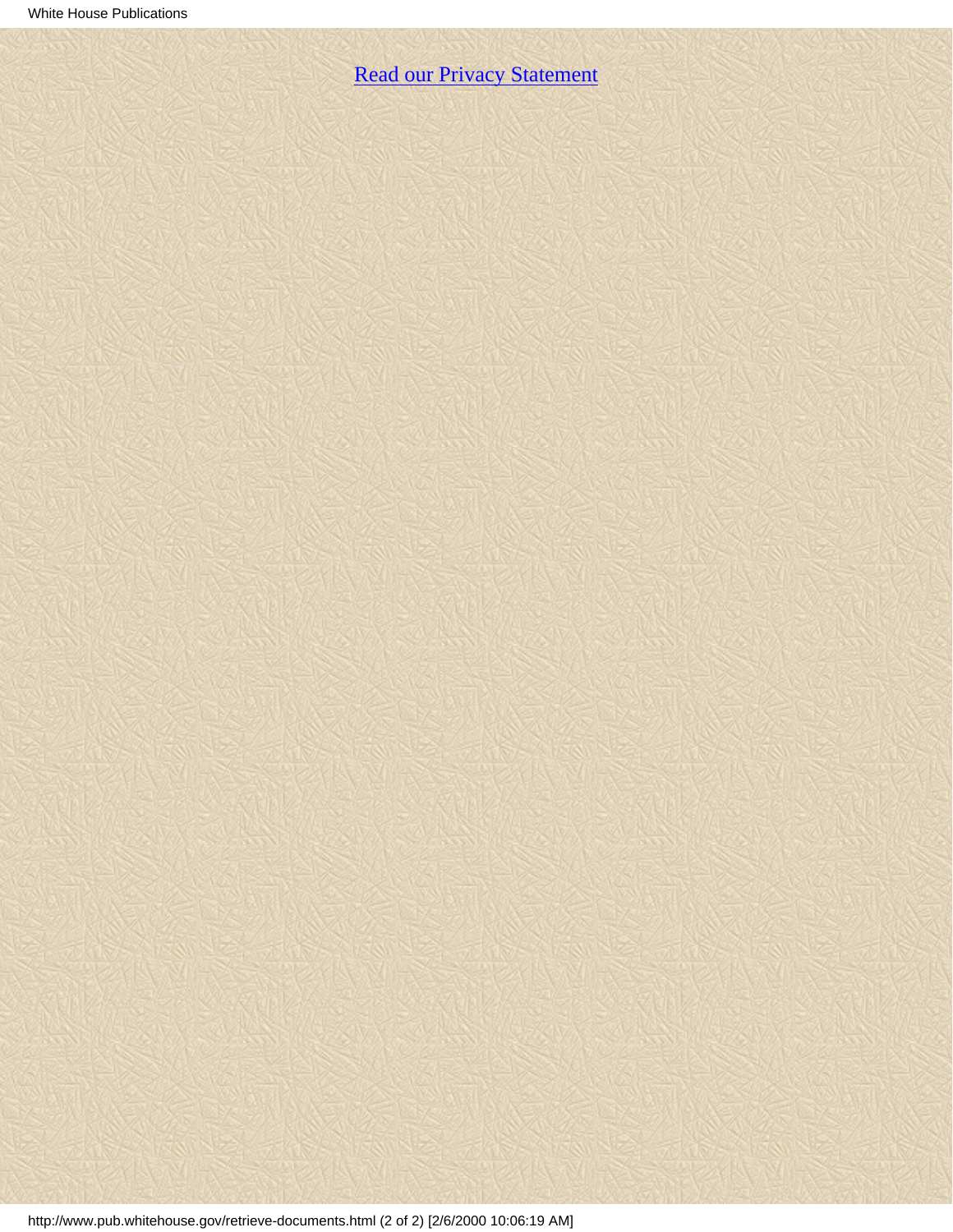[Read our Privacy Statement]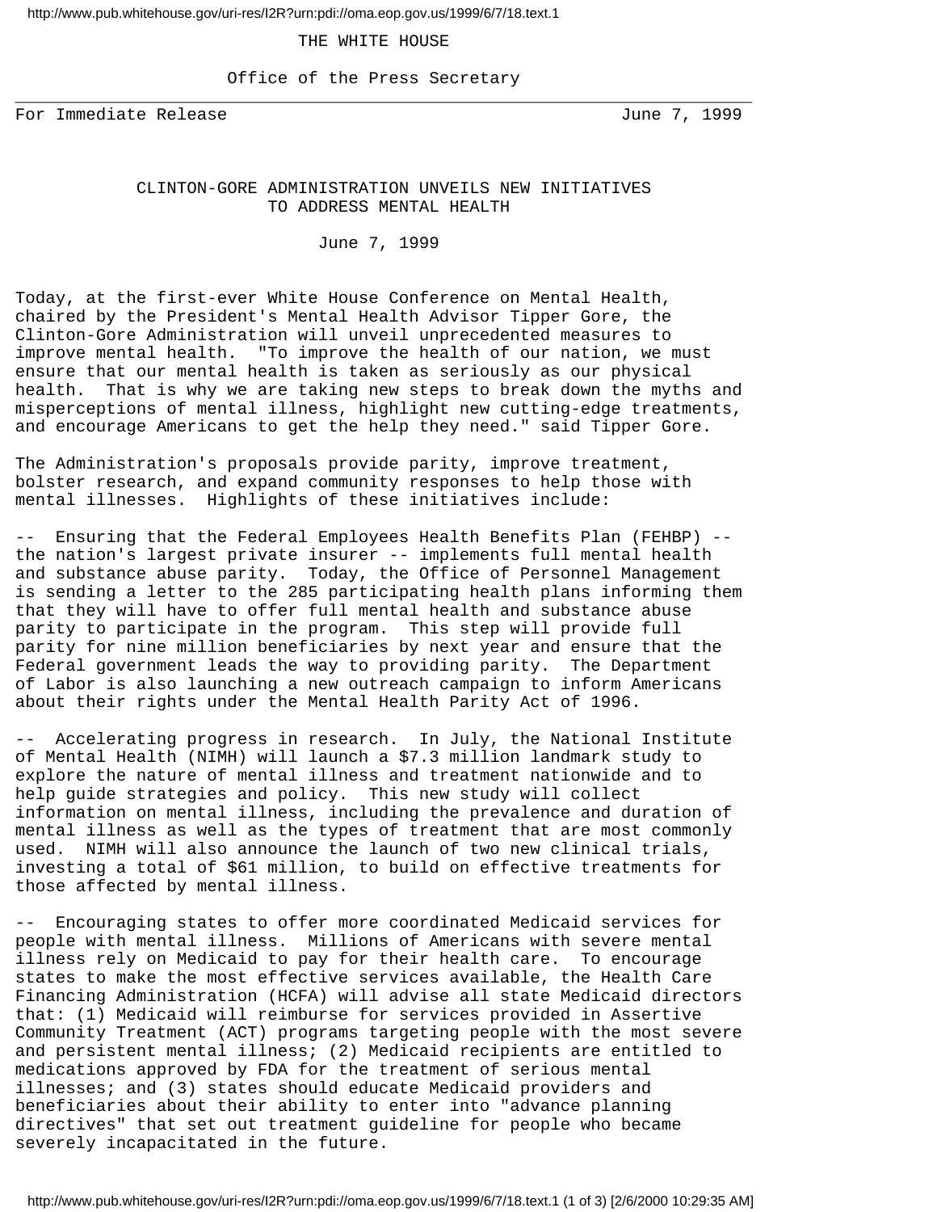THE WHITE HOUSE

Office of the Press Secretary

For Immediate Release June 7, 1999

## CLINTON-GORE ADMINISTRATION UNVEILS NEW INITIATIVES TO ADDRESS MENTAL HEALTH

June 7, 1999

Today, at the first-ever White House Conference on Mental Health, chaired by the President's Mental Health Advisor Tipper Gore, the Clinton-Gore Administration will unveil unprecedented measures to improve mental health. "To improve the health of our nation, we must ensure that our mental health is taken as seriously as our physical health. That is why we are taking new steps to break down the myths and misperceptions of mental illness, highlight new cutting-edge treatments, and encourage Americans to get the help they need." said Tipper Gore.

The Administration's proposals provide parity, improve treatment, bolster research, and expand community responses to help those with mental illnesses. Highlights of these initiatives include:

-- Ensuring that the Federal Employees Health Benefits Plan (FEHBP) -- the nation's largest private insurer -- implements full mental health and substance abuse parity. Today, the Office of Personnel Management is sending a letter to the 285 participating health plans informing them that they will have to offer full mental health and substance abuse parity to participate in the program. This step will provide full parity for nine million beneficiaries by next year and ensure that the Federal government leads the way to providing parity. The Department of Labor is also launching a new outreach campaign to inform Americans about their rights under the Mental Health Parity Act of 1996.

-- Accelerating progress in research. In July, the National Institute of Mental Health (NIMH) will launch a $7.3 million landmark study to explore the nature of mental illness and treatment nationwide and to help guide strategies and policy. This new study will collect information on mental illness, including the prevalence and duration of mental illness as well as the types of treatment that are most commonly used. NIMH will also announce the launch of two new clinical trials, investing a total of $61 million, to build on effective treatments for those affected by mental illness.

-- Encouraging states to offer more coordinated Medicaid services for people with mental illness. Millions of Americans with severe mental illness rely on Medicaid to pay for their health care. To encourage states to make the most effective services available, the Health Care Financing Administration (HCFA) will advise all state Medicaid directors that: (1) Medicaid will reimburse for services provided in Assertive Community Treatment (ACT) programs targeting people with the most severe and persistent mental illness; (2) Medicaid recipients are entitled to medications approved by FDA for the treatment of serious mental illnesses; and (3) states should educate Medicaid providers and beneficiaries about their ability to enter into "advance planning directives" that set out treatment guideline for people who became severely incapacitated in the future.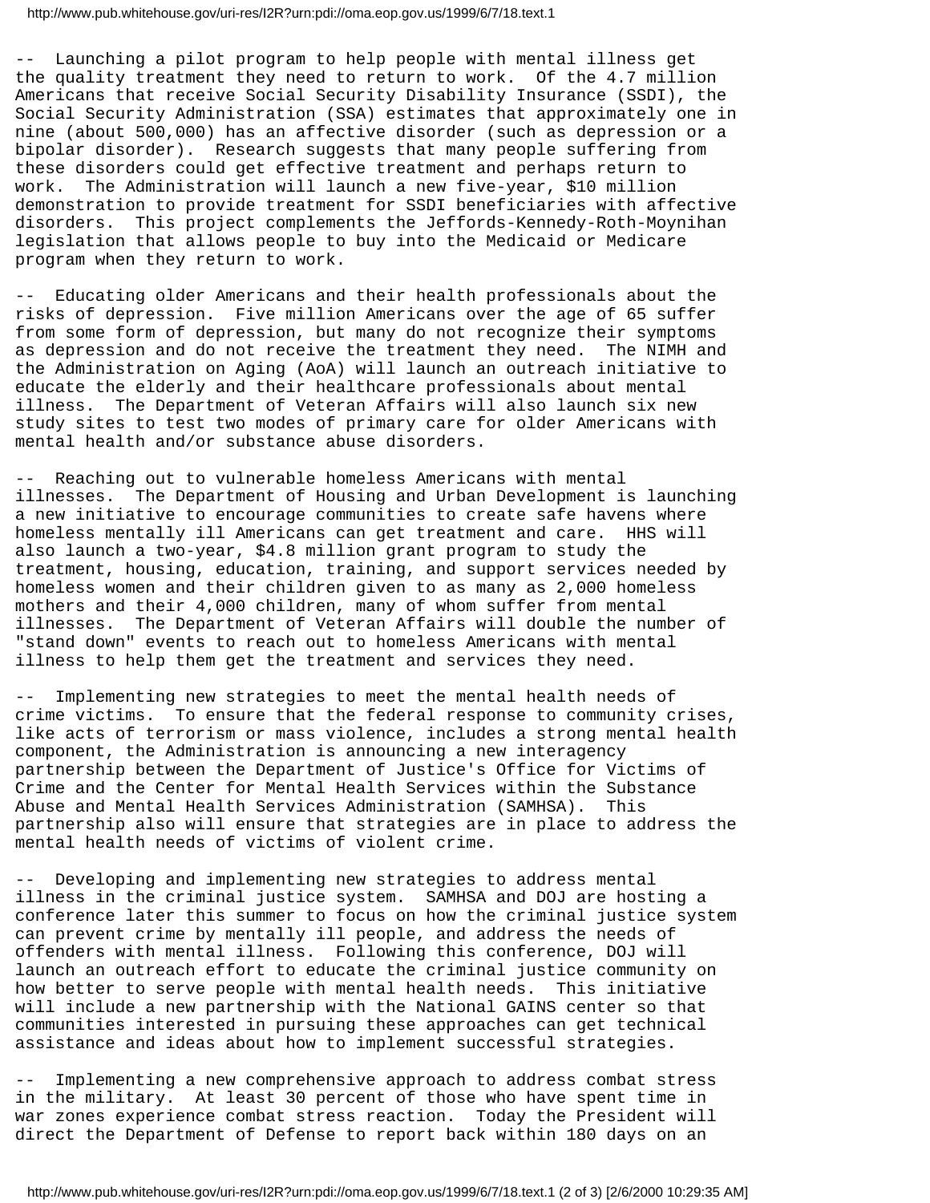-- Launching a pilot program to help people with mental illness get the quality treatment they need to return to work. Of the 4.7 million Americans that receive Social Security Disability Insurance (SSDI), the Social Security Administration (SSA) estimates that approximately one in nine (about 500,000) has an affective disorder (such as depression or a bipolar disorder). Research suggests that many people suffering from these disorders could get effective treatment and perhaps return to work. The Administration will launch a new five-year, $10 million demonstration to provide treatment for SSDI beneficiaries with affective disorders. This project complements the Jeffords-Kennedy-Roth-Moynihan legislation that allows people to buy into the Medicaid or Medicare program when they return to work.

-- Educating older Americans and their health professionals about the risks of depression. Five million Americans over the age of 65 suffer from some form of depression, but many do not recognize their symptoms as depression and do not receive the treatment they need. The NIMH and the Administration on Aging (AoA) will launch an outreach initiative to educate the elderly and their healthcare professionals about mental illness. The Department of Veteran Affairs will also launch six new study sites to test two modes of primary care for older Americans with mental health and/or substance abuse disorders.

-- Reaching out to vulnerable homeless Americans with mental illnesses. The Department of Housing and Urban Development is launching a new initiative to encourage communities to create safe havens where homeless mentally ill Americans can get treatment and care. HHS will also launch a two-year, $4.8 million grant program to study the treatment, housing, education, training, and support services needed by homeless women and their children given to as many as 2,000 homeless mothers and their 4,000 children, many of whom suffer from mental illnesses. The Department of Veteran Affairs will double the number of "stand down" events to reach out to homeless Americans with mental illness to help them get the treatment and services they need.

-- Implementing new strategies to meet the mental health needs of crime victims. To ensure that the federal response to community crises, like acts of terrorism or mass violence, includes a strong mental health component, the Administration is announcing a new interagency partnership between the Department of Justice's Office for Victims of Crime and the Center for Mental Health Services within the Substance Abuse and Mental Health Services Administration (SAMHSA). This partnership also will ensure that strategies are in place to address the mental health needs of victims of violent crime.

-- Developing and implementing new strategies to address mental illness in the criminal justice system. SAMHSA and DOJ are hosting a conference later this summer to focus on how the criminal justice system can prevent crime by mentally ill people, and address the needs of offenders with mental illness. Following this conference, DOJ will launch an outreach effort to educate the criminal justice community on how better to serve people with mental health needs. This initiative will include a new partnership with the National GAINS center so that communities interested in pursuing these approaches can get technical assistance and ideas about how to implement successful strategies.

-- Implementing a new comprehensive approach to address combat stress in the military. At least 30 percent of those who have spent time in war zones experience combat stress reaction. Today the President will direct the Department of Defense to report back within 180 days on an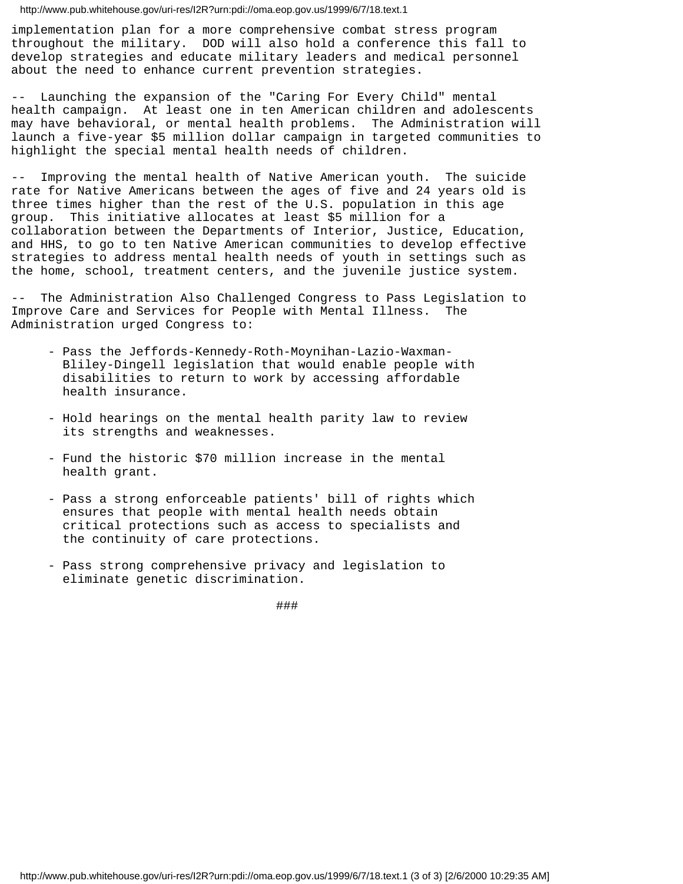implementation plan for a more comprehensive combat stress program throughout the military. DOD will also hold a conference this fall to develop strategies and educate military leaders and medical personnel about the need to enhance current prevention strategies.

-- Launching the expansion of the "Caring For Every Child" mental health campaign. At least one in ten American children and adolescents may have behavioral, or mental health problems. The Administration will launch a five-year $5 million dollar campaign in targeted communities to highlight the special mental health needs of children.

-- Improving the mental health of Native American youth. The suicide rate for Native Americans between the ages of five and 24 years old is three times higher than the rest of the U.S. population in this age group. This initiative allocates at least $5 million for a collaboration between the Departments of Interior, Justice, Education, and HHS, to go to ten Native American communities to develop effective strategies to address mental health needs of youth in settings such as the home, school, treatment centers, and the juvenile justice system.

-- The Administration Also Challenged Congress to Pass Legislation to Improve Care and Services for People with Mental Illness. The Administration urged Congress to:

- Pass the Jeffords-Kennedy-Roth-Moynihan-Lazio-Waxman-Bliley-Dingell legislation that would enable people with disabilities to return to work by accessing affordable health insurance.

- Hold hearings on the mental health parity law to review its strengths and weaknesses.

- Fund the historic $70 million increase in the mental health grant.

- Pass a strong enforceable patients' bill of rights which ensures that people with mental health needs obtain critical protections such as access to specialists and the continuity of care protections.

- Pass strong comprehensive privacy and legislation to eliminate genetic discrimination.

###